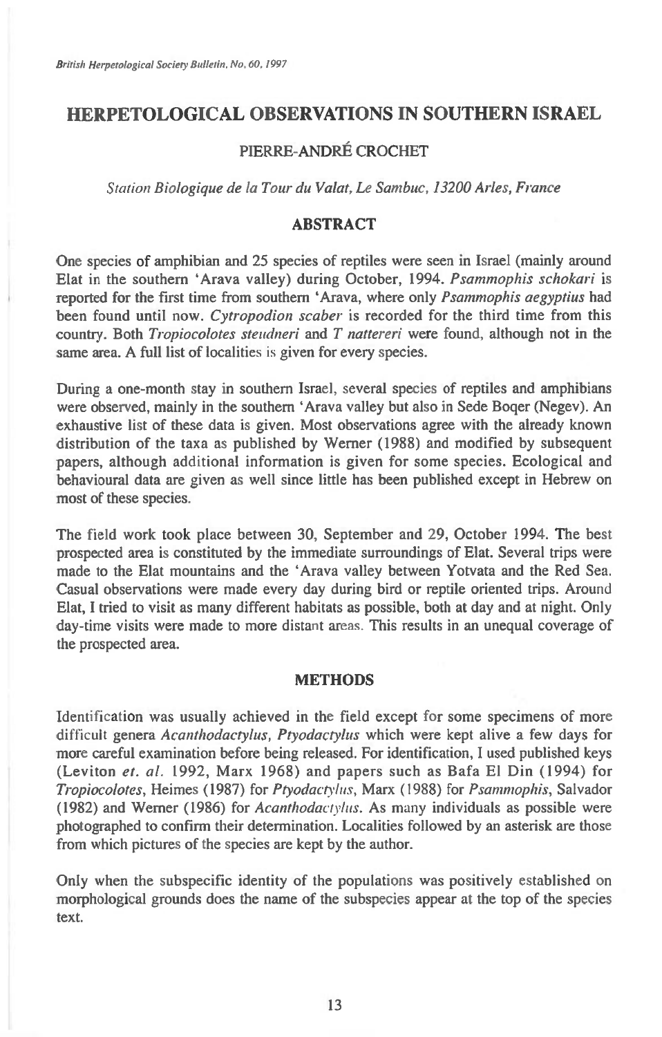# HERPETOLOGICAL OBSERVATIONS IN SOUTHERN ISRAEL

PIERRE-ANDRÉ CROCHET

*Station Biologique de la Tour du Valat, Le Sambuc, 13200 Arles, France*

## ABSTRACT

One species of amphibian and 25 species of reptiles were seen in Israel (mainly around Elat in the southern 'Arava valley) during October, 1994. *Psammophis schokari* is reported for the first time from southern 'Arava, where only *Psammophis aegyptius* had been found until now. *Cytropodion scaber* is recorded for the third time from this country. Both *Tropiocolotes steudneri* and *T nattereri* were found, although not in the same area. A full list of localities is given for every species.

During a one-month stay in southern Israel, several species of reptiles and amphibians were observed, mainly in the southern 'Arava valley but also in Sede Boqer (Negev). An exhaustive list of these data is given. Most observations agree with the already known distribution of the taxa as published by Werner (1988) and modified by subsequent papers, although additional information is given for some species. Ecological and behavioural data are given as well since little has been published except in Hebrew on most of these species.

The field work took place between 30, September and 29, October 1994. The best prospected area is constituted by the immediate surroundings of Elat. Several trips were made to the Elat mountains and the 'Arava valley between Yotvata and the Red Sea. Casual observations were made every day during bird or reptile oriented trips. Around Elat, I tried to visit as many different habitats as possible, both at day and at night. Only day-time visits were made to more distant areas. This results in an unequal coverage of the prospected area.

## METHODS

Identification was usually achieved in the field except for some specimens of more difficult genera *Acanthodactylus, Ptyodactylus* which were kept alive a few days for more careful examination before being released. For identification, I used published keys (Leviton *et. al.* 1992, Marx 1968) and papers such as Bafa El Din (1994) for *Tropiocolotes*, Heimes (1987) for *Ptyodactylus*, Marx (1988) for *Psammophis*, Salvador (1982) and Werner (1986) for *Acanthodactylus*. As many individuals as possible were photographed to confirm their determination. Localities followed by an asterisk are those from which pictures of the species are kept by the author.

Only when the subspecific identity of the populations was positively established on morphological grounds does the name of the subspecies appear at the top of the species text.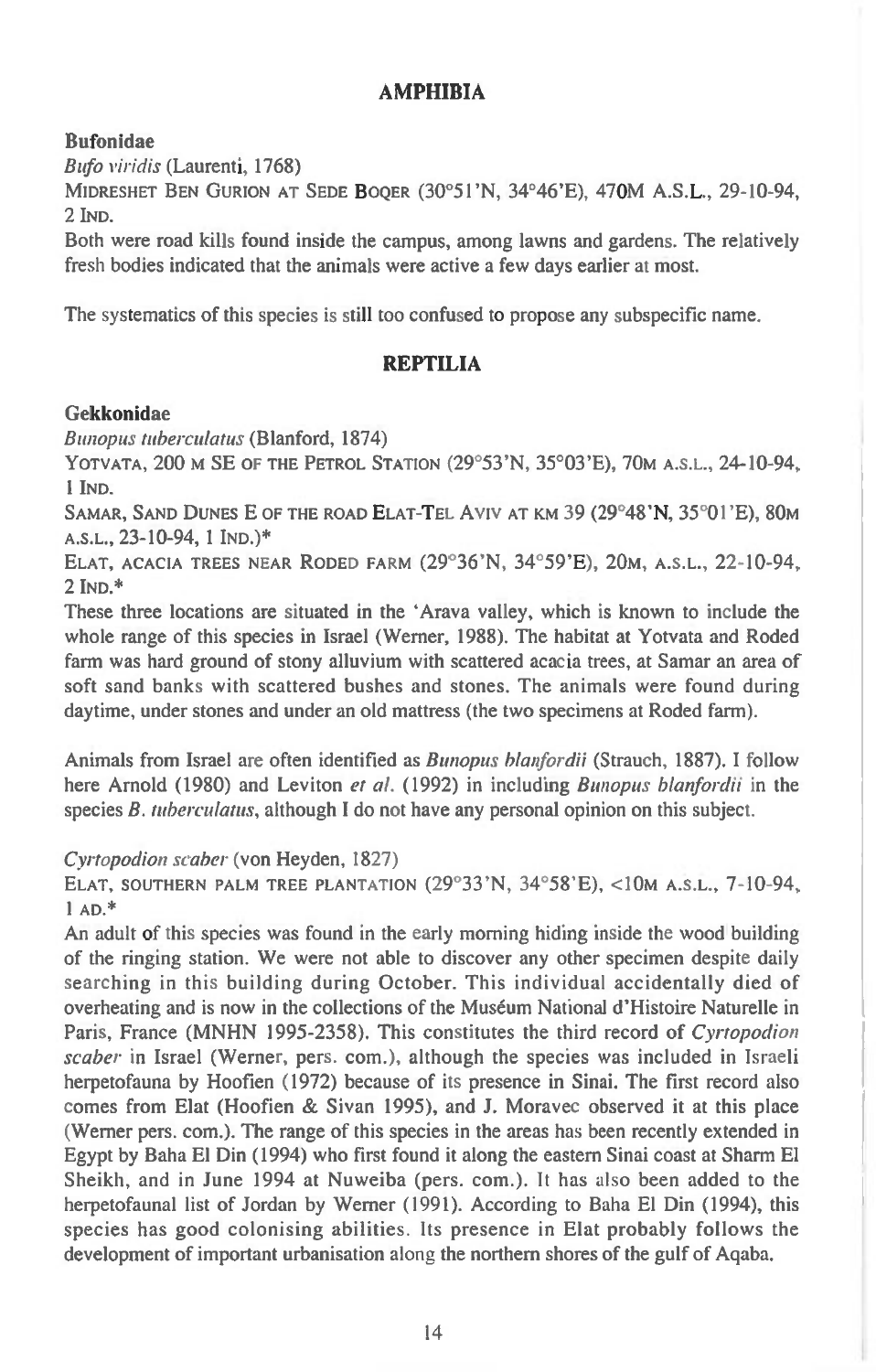## AMPHIBIA

### Bufonidae

*Bufo viridis* (Laurenti, 1768)

MIDRESHET BEN GURION AT SEDE BOQER (30°51'N, 34°46'E), 470M A.S.L., 29-10-94, 2 IND.

Both were road kills found inside the campus, among lawns and gardens. The relatively fresh bodies indicated that the animals were active a few days earlier at most.

The systematics of this species is still too confused to propose any subspecific name.

## REPTILIA

### Gekkonidae

*Bunopus tuberculatus* (Blanford, 1874)

YOTVATA, 200 M SE OF THE PETROL STATION (29°53'N, 35°03'E), 70M A.S.L., 24-10-94, 1 IND.

SAMAR, SAND DUNES E OF THE ROAD ELAT-TEL AVIV AT KM 39 (29°48'N, 35°01'E), 80M A.S.L., 23-10-94, 1 IND.)*

ELAT, ACACIA TREES NEAR RODED FARM (29°36'N, 34°59'E), 20M, A.S.L., 22-10-94, 2 IND.*

These three locations are situated in the 'Arava valley, which is known to include the whole range of this species in Israel (Werner, 1988). The habitat at Yotvata and Roded farm was hard ground of stony alluvium with scattered acacia trees, at Samar an area of soft sand banks with scattered bushes and stones. The animals were found during daytime, under stones and under an old mattress (the two specimens at Roded farm).

Animals from Israel are often identified as *Bunopus blanfordii* (Strauch, 1887). I follow here Arnold (1980) and Leviton *et al.* (1992) in including *Bunopus blanfordii* in the species *B. tuberculatus*, although I do not have any personal opinion on this subject.

*Cyrtopodion scaber* (von Heyden, 1827)

ELAT, SOUTHERN PALM TREE PLANTATION (29°33'N, 34°58'E), <10M A.S.L., 7-10-94, 1 AD.*

An adult of this species was found in the early morning hiding inside the wood building of the ringing station. We were not able to discover any other specimen despite daily searching in this building during October. This individual accidentally died of overheating and is now in the collections of the Muséum National d'Histoire Naturelle in Paris, France (MNHN 1995-2358). This constitutes the third record of *Cyrtopodion scaber* in Israel (Werner, pers. com.), although the species was included in Israeli herpetofauna by Hoofien (1972) because of its presence in Sinai. The first record also comes from Elat (Hoofien & Sivan 1995), and J. Moravec observed it at this place (Werner pers. com.). The range of this species in the areas has been recently extended in Egypt by Baha El Din (1994) who first found it along the eastern Sinai coast at Sharm El Sheikh, and in June 1994 at Nuweiba (pers. com.). It has also been added to the herpetofaunal list of Jordan by Werner (1991). According to Baha El Din (1994), this species has good colonising abilities. Its presence in Elat probably follows the development of important urbanisation along the northern shores of the gulf of Aqaba.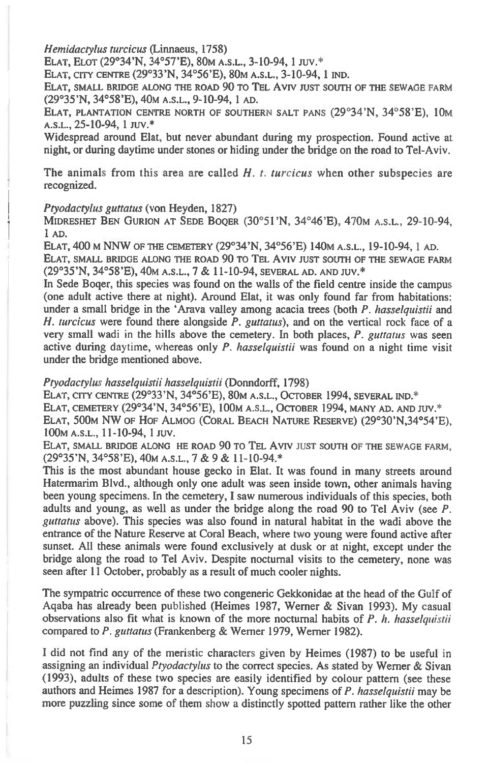*Hemidactylus turcicus* (Linnaeus, 1758)

ELAT, ELOT (29°34'N, 34°57'E), 80M A.S.L., 3-10-94, 1 JUV.*

ELAT, CITY CENTRE (29°33'N, 34°56'E), 80M A.S.L., 3-10-94, 1 IND.

ELAT, SMALL BRIDGE ALONG THE ROAD 90 TO TEL AVIV JUST SOUTH OF THE SEWAGE FARM (29°35'N, 34°58'E), 40M A.S.L., 9-10-94, 1 AD.

ELAT, PLANTATION CENTRE NORTH OF SOUTHERN SALT PANS (29°34'N, 34°58'E), 10M A.S.L., 25-10-94, 1 JUV.*

Widespread around Elat, but never abundant during my prospection. Found active at night, or during daytime under stones or hiding under the bridge on the road to Tel-Aviv.

The animals from this area are called *H. t. turcicus* when other subspecies are recognized.

*Ptyodactylus guttatus* (von Heyden, 1827)

MIDRESHET BEN GURION AT SEDE BOQER (30°51'N, 34°46'E), 470M A.S.L., 29-10-94, 1 AD.

ELAT, 400 M NNW OF THE CEMETERY (29°34'N, 34°56'E) 140M A.S.L., 19-10-94, 1 AD.

ELAT, SMALL BRIDGE ALONG THE ROAD 90 TO TEL AVIV JUST SOUTH OF THE SEWAGE FARM (29°35'N, 34°58'E), 40M A.S.L., 7 & 11-10-94, SEVERAL AD. AND JUV.*

In Sede Boqer, this species was found on the walls of the field centre inside the campus (one adult active there at night). Around Elat, it was only found far from habitations: under a small bridge in the 'Arava valley among acacia trees (both *P. hasselquistii* and *H. turcicus* were found there alongside *P. guttatus*), and on the vertical rock face of a very small wadi in the hills above the cemetery. In both places, *P. guttatus* was seen active during daytime, whereas only *P. hasselquistii* was found on a night time visit under the bridge mentioned above.

*Ptyodactylus hasselquistii hasselquistii* (Donndorff, 1798)

ELAT, CITY CENTRE (29°33'N, 34°56'E), 80M A.S.L., OCTOBER 1994, SEVERAL IND.*

ELAT, CEMETERY (29°34'N, 34°56'E), 100M A.S.L., OCTOBER 1994, MANY AD. AND JUV.*

ELAT, 500M NW OF HOF ALMOG (CORAL BEACH NATURE RESERVE) (29°30'N,34°54'E), 100M A.S.L., 11-10-94, 1 JUV.

ELAT, SMALL BRIDGE ALONG HE ROAD 90 TO TEL AVIV JUST SOUTH OF THE SEWAGE FARM, (29°35'N, 34°58'E), 40M A.S.L., 7 & 9 & 11-10-94.*

This is the most abundant house gecko in Elat. It was found in many streets around Hatemarim Blvd., although only one adult was seen inside town, other animals having been young specimens. In the cemetery, I saw numerous individuals of this species, both adults and young, as well as under the bridge along the road 90 to Tel Aviv (see *P. guttatus* above). This species was also found in natural habitat in the wadi above the entrance of the Nature Reserve at Coral Beach, where two young were found active after sunset. All these animals were found exclusively at dusk or at night, except under the bridge along the road to Tel Aviv. Despite nocturnal visits to the cemetery, none was seen after 11 October, probably as a result of much cooler nights.

The sympatric occurrence of these two congeneric Gekkonidae at the head of the Gulf of Aqaba has already been published (Heimes 1987, Werner & Sivan 1993). My casual observations also fit what is known of the more nocturnal habits of *P. h. hasselquistii* compared to *P. guttatus* (Frankenberg & Werner 1979, Werner 1982).

I did not find any of the meristic characters given by Heimes (1987) to be useful in assigning an individual *Ptyodactylus* to the correct species. As stated by Werner & Sivan (1993), adults of these two species are easily identified by colour pattern (see these authors and Heimes 1987 for a description). Young specimens of *P. hasselquistii* may be more puzzling since some of them show a distinctly spotted pattern rather like the other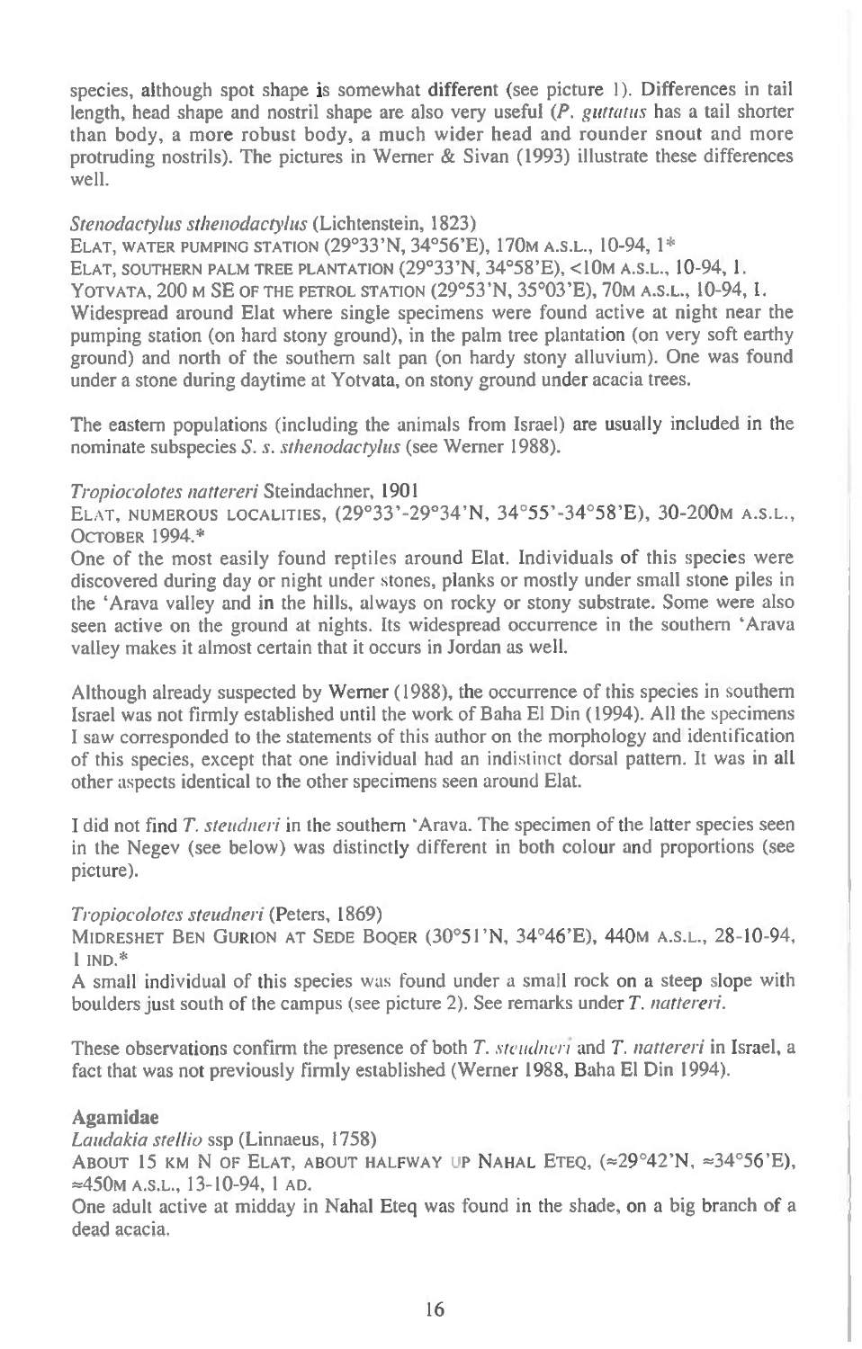species, although spot shape is somewhat different (see picture 1). Differences in tail length, head shape and nostril shape are also very useful (*P. guttatus* has a tail shorter than body, a more robust body, a much wider head and rounder snout and more protruding nostrils). The pictures in Werner & Sivan (1993) illustrate these differences well.

*Stenodactylus sthenodactylus* (Lichtenstein, 1823)

ELAT, WATER PUMPING STATION (29°33'N, 34°56'E), 170M A.S.L., 10-94, 1*
ELAT, SOUTHERN PALM TREE PLANTATION (29°33'N, 34°58'E), <10M A.S.L., 10-94, 1.
YOTVATA, 200 M SE OF THE PETROL STATION (29°53'N, 35°03'E), 70M A.S.L., 10-94, 1.

Widespread around Elat where single specimens were found active at night near the pumping station (on hard stony ground), in the palm tree plantation (on very soft earthy ground) and north of the southern salt pan (on hardy stony alluvium). One was found under a stone during daytime at Yotvata, on stony ground under acacia trees.

The eastern populations (including the animals from Israel) are usually included in the nominate subspecies *S. s. sthenodactylus* (see Werner 1988).

*Tropiocolotes nattereri* Steindachner, 1901

ELAT, NUMEROUS LOCALITIES, (29°33'-29°34'N, 34°55'-34°58'E), 30-200M A.S.L., OCTOBER 1994.*

One of the most easily found reptiles around Elat. Individuals of this species were discovered during day or night under stones, planks or mostly under small stone piles in the 'Arava valley and in the hills, always on rocky or stony substrate. Some were also seen active on the ground at nights. Its widespread occurrence in the southern 'Arava valley makes it almost certain that it occurs in Jordan as well.

Although already suspected by Werner (1988), the occurrence of this species in southern Israel was not firmly established until the work of Baha El Din (1994). All the specimens I saw corresponded to the statements of this author on the morphology and identification of this species, except that one individual had an indistinct dorsal pattern. It was in all other aspects identical to the other specimens seen around Elat.

I did not find *T. steudneri* in the southern 'Arava. The specimen of the latter species seen in the Negev (see below) was distinctly different in both colour and proportions (see picture).

*Tropiocolotes steudneri* (Peters, 1869)

MIDRESHET BEN GURION AT SEDE BOQER (30°51'N, 34°46'E), 440M A.S.L., 28-10-94, 1 IND.*

A small individual of this species was found under a small rock on a steep slope with boulders just south of the campus (see picture 2). See remarks under *T. nattereri*.

These observations confirm the presence of both *T. steudneri* and *T. nattereri* in Israel, a fact that was not previously firmly established (Werner 1988, Baha El Din 1994).

**Agamidae**

*Laudakia stellio* ssp (Linnaeus, 1758)

ABOUT 15 KM N OF ELAT, ABOUT HALFWAY UP NAHAL ETEQ, (≈29°42'N, ≈34°56'E), ≈450M A.S.L., 13-10-94, 1 AD.

One adult active at midday in Nahal Eteq was found in the shade, on a big branch of a dead acacia.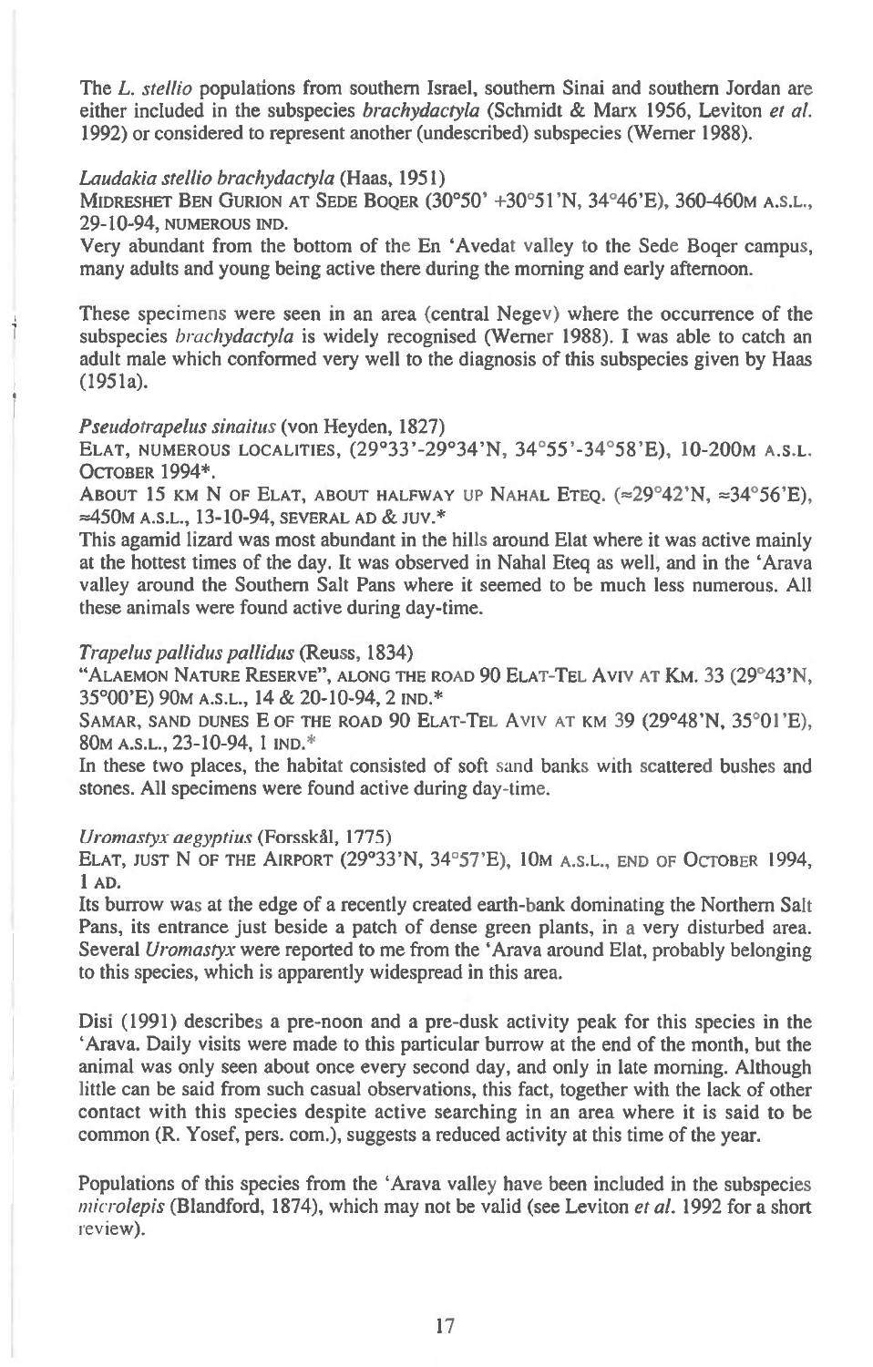The *L. stellio* populations from southern Israel, southern Sinai and southern Jordan are either included in the subspecies *brachydactyla* (Schmidt & Marx 1956, Leviton *et al.* 1992) or considered to represent another (undescribed) subspecies (Werner 1988).

*Laudakia stellio brachydactyla* (Haas, 1951)

MIDRESHET BEN GURION AT SEDE BOQER (30°50' +30°51'N, 34°46'E), 360-460M A.S.L., 29-10-94, NUMEROUS IND.

Very abundant from the bottom of the En 'Avedat valley to the Sede Boqer campus, many adults and young being active there during the morning and early afternoon.

These specimens were seen in an area (central Negev) where the occurrence of the subspecies *brachydactyla* is widely recognised (Werner 1988). I was able to catch an adult male which conformed very well to the diagnosis of this subspecies given by Haas (1951a).

*Pseudotrapelus sinaitus* (von Heyden, 1827)

ELAT, NUMEROUS LOCALITIES, (29°33'-29°34'N, 34°55'-34°58'E), 10-200M A.S.L. OCTOBER 1994*.

ABOUT 15 KM N OF ELAT, ABOUT HALFWAY UP NAHAL ETEQ. (≈29°42'N, ≈34°56'E), ≈450M A.S.L., 13-10-94, SEVERAL AD & JUV.*

This agamid lizard was most abundant in the hills around Elat where it was active mainly at the hottest times of the day. It was observed in Nahal Eteq as well, and in the 'Arava valley around the Southern Salt Pans where it seemed to be much less numerous. All these animals were found active during day-time.

*Trapelus pallidus pallidus* (Reuss, 1834)

"ALAEMON NATURE RESERVE", ALONG THE ROAD 90 ELAT-TEL AVIV AT KM. 33 (29°43'N, 35°00'E) 90M A.S.L., 14 & 20-10-94, 2 IND.*

SAMAR, SAND DUNES E OF THE ROAD 90 ELAT-TEL AVIV AT KM 39 (29°48'N, 35°01'E), 80M A.S.L., 23-10-94, 1 IND.*

In these two places, the habitat consisted of soft sand banks with scattered bushes and stones. All specimens were found active during day-time.

*Uromastyx aegyptius* (Forsskål, 1775)

ELAT, JUST N OF THE AIRPORT (29°33'N, 34°57'E), 10M A.S.L., END OF OCTOBER 1994, 1 AD.

Its burrow was at the edge of a recently created earth-bank dominating the Northern Salt Pans, its entrance just beside a patch of dense green plants, in a very disturbed area. Several *Uromastyx* were reported to me from the 'Arava around Elat, probably belonging to this species, which is apparently widespread in this area.

Disi (1991) describes a pre-noon and a pre-dusk activity peak for this species in the 'Arava. Daily visits were made to this particular burrow at the end of the month, but the animal was only seen about once every second day, and only in late morning. Although little can be said from such casual observations, this fact, together with the lack of other contact with this species despite active searching in an area where it is said to be common (R. Yosef, pers. com.), suggests a reduced activity at this time of the year.

Populations of this species from the 'Arava valley have been included in the subspecies *microlepis* (Blandford, 1874), which may not be valid (see Leviton *et al.* 1992 for a short review).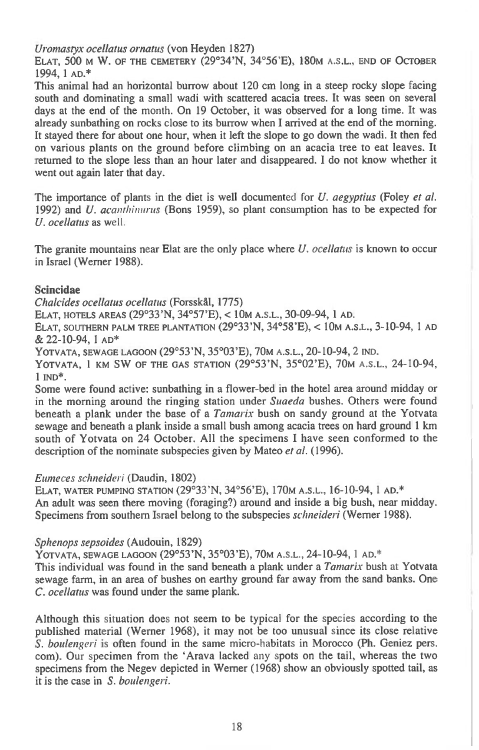*Uromastyx ocellatus ornatus* (von Heyden 1827)

ELAT, 500 M W. OF THE CEMETERY (29°34'N, 34°56'E), 180M A.S.L., END OF OCTOBER 1994, 1 AD.*

This animal had an horizontal burrow about 120 cm long in a steep rocky slope facing south and dominating a small wadi with scattered acacia trees. It was seen on several days at the end of the month. On 19 October, it was observed for a long time. It was already sunbathing on rocks close to its burrow when I arrived at the end of the morning. It stayed there for about one hour, when it left the slope to go down the wadi. It then fed on various plants on the ground before climbing on an acacia tree to eat leaves. It returned to the slope less than an hour later and disappeared. I do not know whether it went out again later that day.

The importance of plants in the diet is well documented for *U. aegyptius* (Foley *et al.* 1992) and *U. acanthinurus* (Bons 1959), so plant consumption has to be expected for *U. ocellatus* as well.

The granite mountains near Elat are the only place where *U. ocellatus* is known to occur in Israel (Werner 1988).

**Scincidae**

*Chalcides ocellatus ocellatus* (Forsskål, 1775)

ELAT, HOTELS AREAS (29°33'N, 34°57'E), < 10M A.S.L., 30-09-94, 1 AD.

ELAT, SOUTHERN PALM TREE PLANTATION (29°33'N, 34°58'E), < 10M A.S.L., 3-10-94, 1 AD & 22-10-94, 1 AD*

YOTVATA, SEWAGE LAGOON (29°53'N, 35°03'E), 70M A.S.L., 20-10-94, 2 IND.

YOTVATA, 1 KM SW OF THE GAS STATION (29°53'N, 35°02'E), 70M A.S.L., 24-10-94, 1 IND*.

Some were found active: sunbathing in a flower-bed in the hotel area around midday or in the morning around the ringing station under *Suaeda* bushes. Others were found beneath a plank under the base of a *Tamarix* bush on sandy ground at the Yotvata sewage and beneath a plank inside a small bush among acacia trees on hard ground 1 km south of Yotvata on 24 October. All the specimens I have seen conformed to the description of the nominate subspecies given by Mateo *et al.* (1996).

*Eumeces schneideri* (Daudin, 1802)

ELAT, WATER PUMPING STATION (29°33'N, 34°56'E), 170M A.S.L., 16-10-94, 1 AD.*

An adult was seen there moving (foraging?) around and inside a big bush, near midday. Specimens from southern Israel belong to the subspecies *schneideri* (Werner 1988).

*Sphenops sepsoides* (Audouin, 1829)

YOTVATA, SEWAGE LAGOON (29°53'N, 35°03'E), 70M A.S.L., 24-10-94, 1 AD.*

This individual was found in the sand beneath a plank under a *Tamarix* bush at Yotvata sewage farm, in an area of bushes on earthy ground far away from the sand banks. One *C. ocellatus* was found under the same plank.

Although this situation does not seem to be typical for the species according to the published material (Werner 1968), it may not be too unusual since its close relative *S. boulengeri* is often found in the same micro-habitats in Morocco (Ph. Geniez pers. com). Our specimen from the 'Arava lacked any spots on the tail, whereas the two specimens from the Negev depicted in Werner (1968) show an obviously spotted tail, as it is the case in *S. boulengeri*.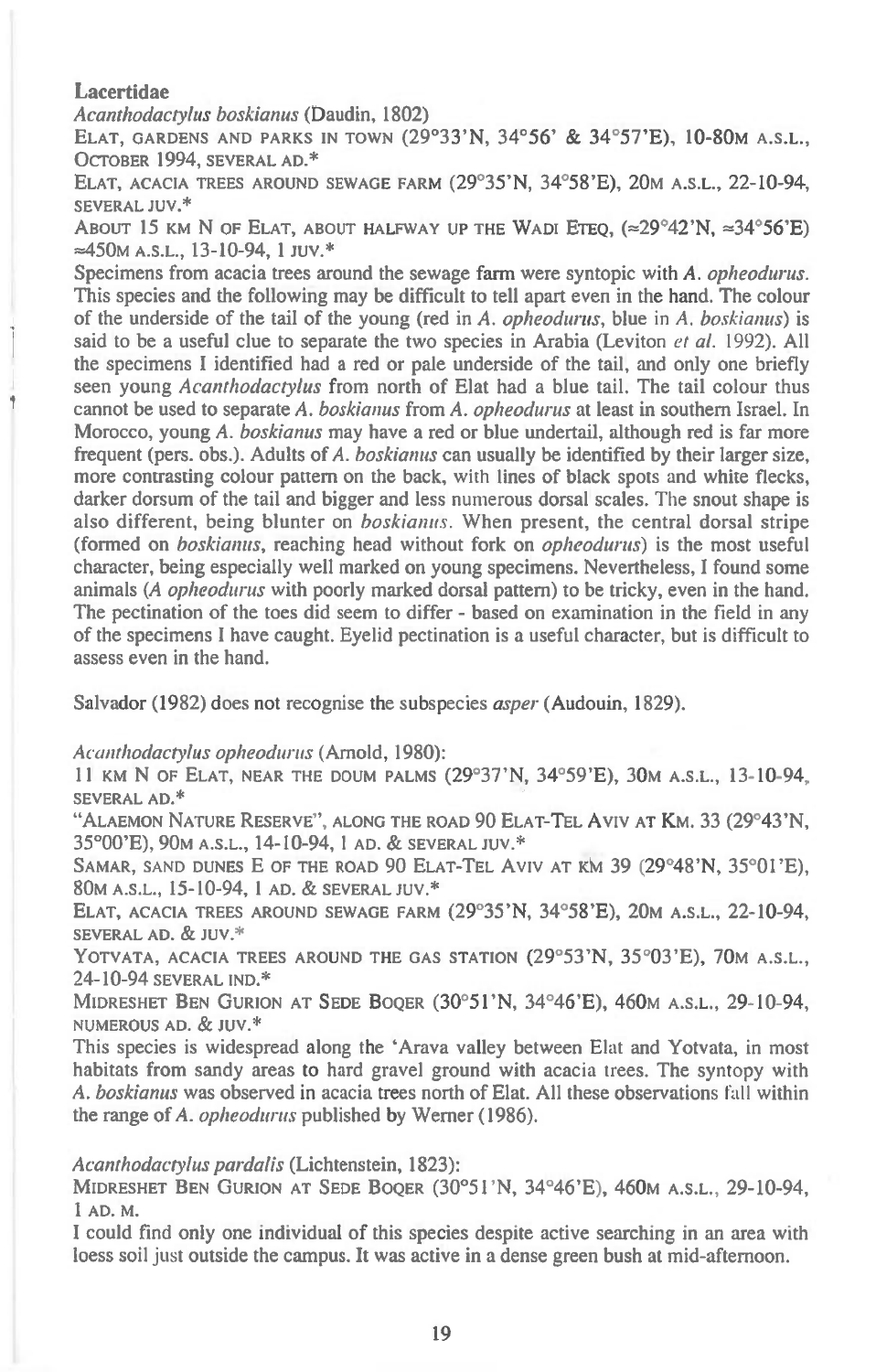## Lacertidae

*Acanthodactylus boskianus* (Daudin, 1802)

ELAT, GARDENS AND PARKS IN TOWN (29°33'N, 34°56' & 34°57'E), 10-80M A.S.L., OCTOBER 1994, SEVERAL AD.*

ELAT, ACACIA TREES AROUND SEWAGE FARM (29°35'N, 34°58'E), 20M A.S.L., 22-10-94, SEVERAL JUV.*

ABOUT 15 KM N OF ELAT, ABOUT HALFWAY UP THE WADI ETEQ, (≈29°42'N, ≈34°56'E) ≈450M A.S.L., 13-10-94, 1 JUV.*

Specimens from acacia trees around the sewage farm were syntopic with *A. opheodurus*. This species and the following may be difficult to tell apart even in the hand. The colour of the underside of the tail of the young (red in *A. opheodurus*, blue in *A. boskianus*) is said to be a useful clue to separate the two species in Arabia (Leviton *et al.* 1992). All the specimens I identified had a red or pale underside of the tail, and only one briefly seen young *Acanthodactylus* from north of Elat had a blue tail. The tail colour thus cannot be used to separate *A. boskianus* from *A. opheodurus* at least in southern Israel. In Morocco, young *A. boskianus* may have a red or blue undertail, although red is far more frequent (pers. obs.). Adults of *A. boskianus* can usually be identified by their larger size, more contrasting colour pattern on the back, with lines of black spots and white flecks, darker dorsum of the tail and bigger and less numerous dorsal scales. The snout shape is also different, being blunter on *boskianus*. When present, the central dorsal stripe (formed on *boskianus*, reaching head without fork on *opheodurus*) is the most useful character, being especially well marked on young specimens. Nevertheless, I found some animals (*A opheodurus* with poorly marked dorsal pattern) to be tricky, even in the hand. The pectination of the toes did seem to differ - based on examination in the field in any of the specimens I have caught. Eyelid pectination is a useful character, but is difficult to assess even in the hand.

Salvador (1982) does not recognise the subspecies *asper* (Audouin, 1829).

*Acanthodactylus opheodurus* (Arnold, 1980):

11 KM N OF ELAT, NEAR THE DOUM PALMS (29°37'N, 34°59'E), 30M A.S.L., 13-10-94, SEVERAL AD.*

"ALAEMON NATURE RESERVE", ALONG THE ROAD 90 ELAT-TEL AVIV AT KM. 33 (29°43'N, 35°00'E), 90M A.S.L., 14-10-94, 1 AD. & SEVERAL JUV.*

SAMAR, SAND DUNES E OF THE ROAD 90 ELAT-TEL AVIV AT KM 39 (29°48'N, 35°01'E), 80M A.S.L., 15-10-94, 1 AD. & SEVERAL JUV.*

ELAT, ACACIA TREES AROUND SEWAGE FARM (29°35'N, 34°58'E), 20M A.S.L., 22-10-94, SEVERAL AD. & JUV.*

YOTVATA, ACACIA TREES AROUND THE GAS STATION (29°53'N, 35°03'E), 70M A.S.L., 24-10-94 SEVERAL IND.*

MIDRESHET BEN GURION AT SEDE BOQER (30°51'N, 34°46'E), 460M A.S.L., 29-10-94, NUMEROUS AD. & JUV.*

This species is widespread along the 'Arava valley between Elat and Yotvata, in most habitats from sandy areas to hard gravel ground with acacia trees. The syntopy with *A. boskianus* was observed in acacia trees north of Elat. All these observations fall within the range of *A. opheodurus* published by Werner (1986).

*Acanthodactylus pardalis* (Lichtenstein, 1823):

MIDRESHET BEN GURION AT SEDE BOQER (30°51'N, 34°46'E), 460M A.S.L., 29-10-94, 1 AD. M.

I could find only one individual of this species despite active searching in an area with loess soil just outside the campus. It was active in a dense green bush at mid-afternoon.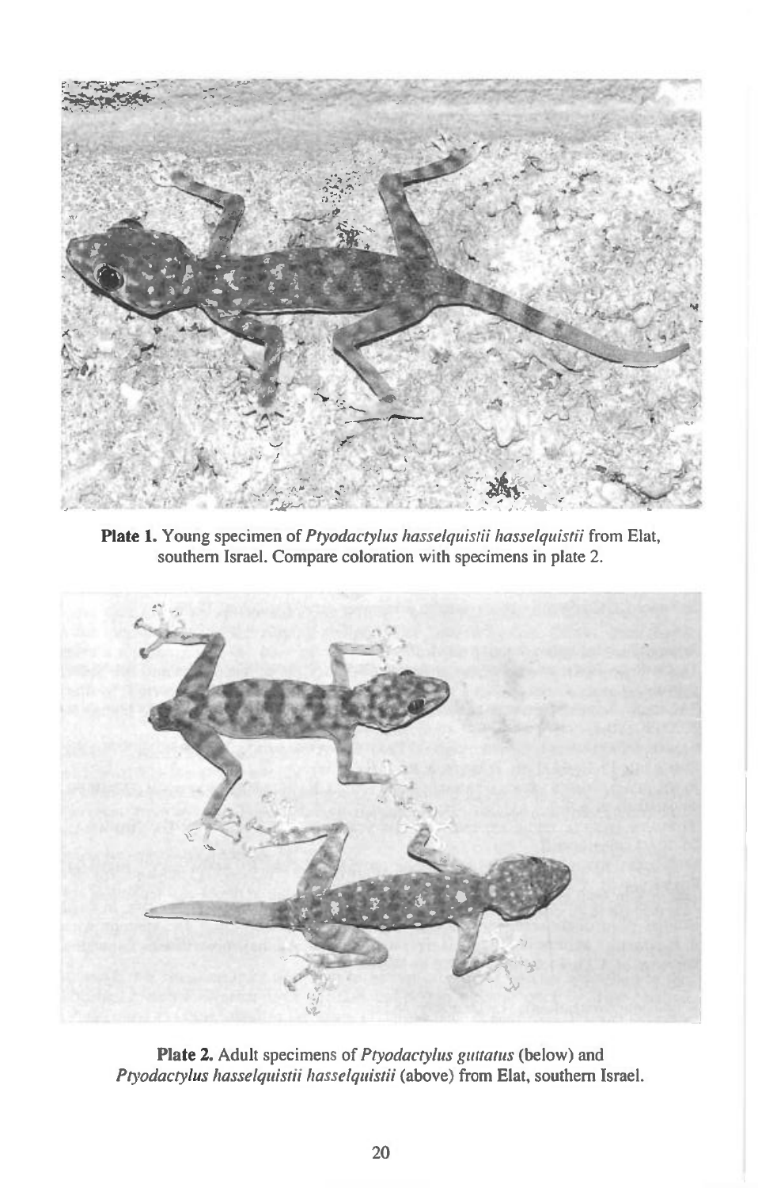**Plate 1.** Young specimen of *Ptyodactylus hasselquistii hasselquistii* from Elat, southern Israel. Compare coloration with specimens in plate 2.

**Plate 2.** Adult specimens of *Ptyodactylus guttatus* (below) and *Ptyodactylus hasselquistii hasselquistii* (above) from Elat, southern Israel.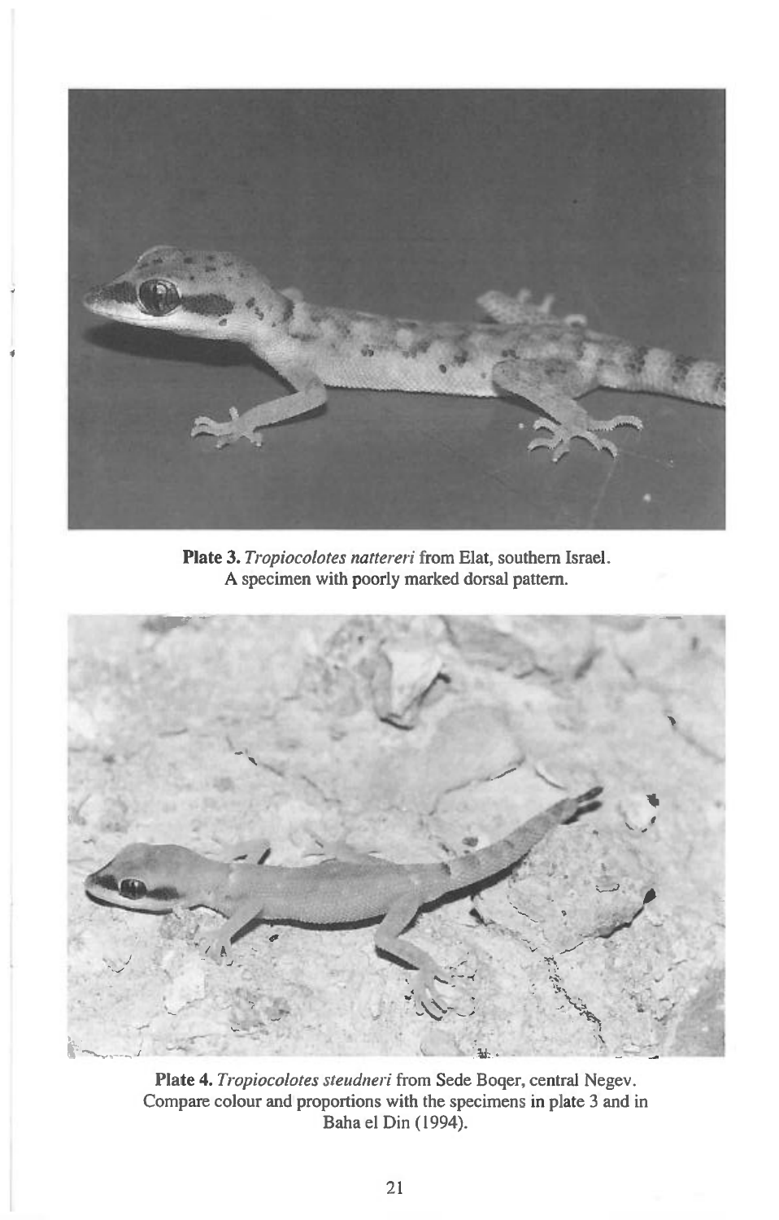**Plate 3.** *Tropiocolotes nattereri* from Elat, southern Israel.
A specimen with poorly marked dorsal pattern.

**Plate 4.** *Tropiocolotes steudneri* from Sede Boqer, central Negev.
Compare colour and proportions with the specimens in plate 3 and in Baha el Din (1994).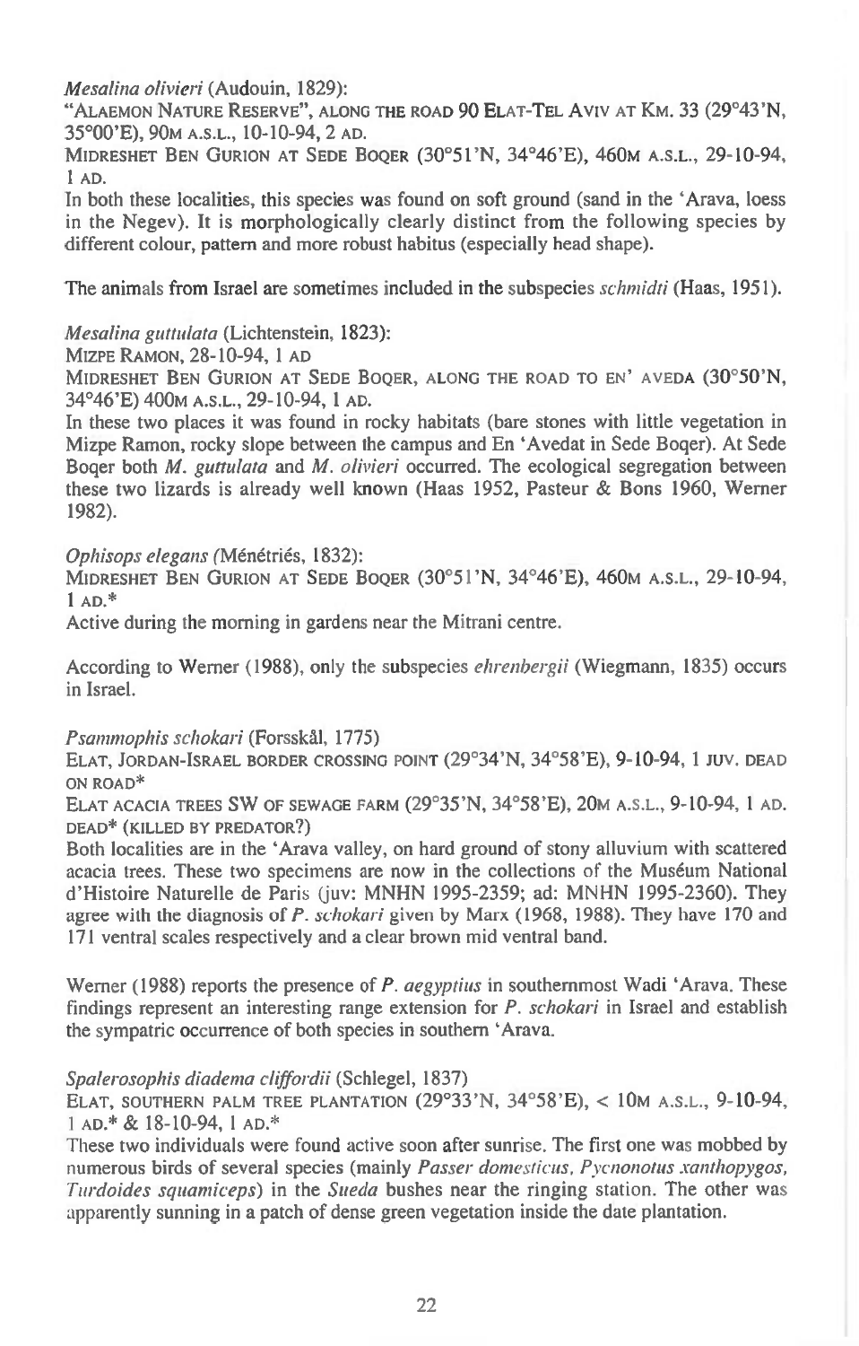*Mesalina olivieri* (Audouin, 1829):

"ALAEMON NATURE RESERVE", ALONG THE ROAD 90 ELAT-TEL AVIV AT KM. 33 (29°43'N, 35°00'E), 90M A.S.L., 10-10-94, 2 AD.

MIDRESHET BEN GURION AT SEDE BOQER (30°51'N, 34°46'E), 460M A.S.L., 29-10-94, 1 AD.

In both these localities, this species was found on soft ground (sand in the 'Arava, loess in the Negev). It is morphologically clearly distinct from the following species by different colour, pattern and more robust habitus (especially head shape).

The animals from Israel are sometimes included in the subspecies *schmidti* (Haas, 1951).

*Mesalina guttulata* (Lichtenstein, 1823):

MIZPE RAMON, 28-10-94, 1 AD

MIDRESHET BEN GURION AT SEDE BOQER, ALONG THE ROAD TO EN' AVEDA (30°50'N, 34°46'E) 400M A.S.L., 29-10-94, 1 AD.

In these two places it was found in rocky habitats (bare stones with little vegetation in Mizpe Ramon, rocky slope between the campus and En 'Avedat in Sede Boqer). At Sede Boqer both *M. guttulata* and *M. olivieri* occurred. The ecological segregation between these two lizards is already well known (Haas 1952, Pasteur & Bons 1960, Werner 1982).

*Ophisops elegans* (Ménétriés, 1832):

MIDRESHET BEN GURION AT SEDE BOQER (30°51'N, 34°46'E), 460M A.S.L., 29-10-94, 1 AD.*

Active during the morning in gardens near the Mitrani centre.

According to Werner (1988), only the subspecies *ehrenbergii* (Wiegmann, 1835) occurs in Israel.

*Psammophis schokari* (Forsskål, 1775)

ELAT, JORDAN-ISRAEL BORDER CROSSING POINT (29°34'N, 34°58'E), 9-10-94, 1 JUV. DEAD ON ROAD*

ELAT ACACIA TREES SW OF SEWAGE FARM (29°35'N, 34°58'E), 20M A.S.L., 9-10-94, 1 AD. DEAD* (KILLED BY PREDATOR?)

Both localities are in the 'Arava valley, on hard ground of stony alluvium with scattered acacia trees. These two specimens are now in the collections of the Muséum National d'Histoire Naturelle de Paris (juv: MNHN 1995-2359; ad: MNHN 1995-2360). They agree with the diagnosis of *P. schokari* given by Marx (1968, 1988). They have 170 and 171 ventral scales respectively and a clear brown mid ventral band.

Werner (1988) reports the presence of *P. aegyptius* in southernmost Wadi 'Arava. These findings represent an interesting range extension for *P. schokari* in Israel and establish the sympatric occurrence of both species in southern 'Arava.

*Spalerosophis diadema cliffordii* (Schlegel, 1837)

ELAT, SOUTHERN PALM TREE PLANTATION (29°33'N, 34°58'E), < 10M A.S.L., 9-10-94, 1 AD.* & 18-10-94, 1 AD.*

These two individuals were found active soon after sunrise. The first one was mobbed by numerous birds of several species (mainly *Passer domesticus, Pycnonotus xanthopygos, Turdoides squamiceps*) in the *Sueda* bushes near the ringing station. The other was apparently sunning in a patch of dense green vegetation inside the date plantation.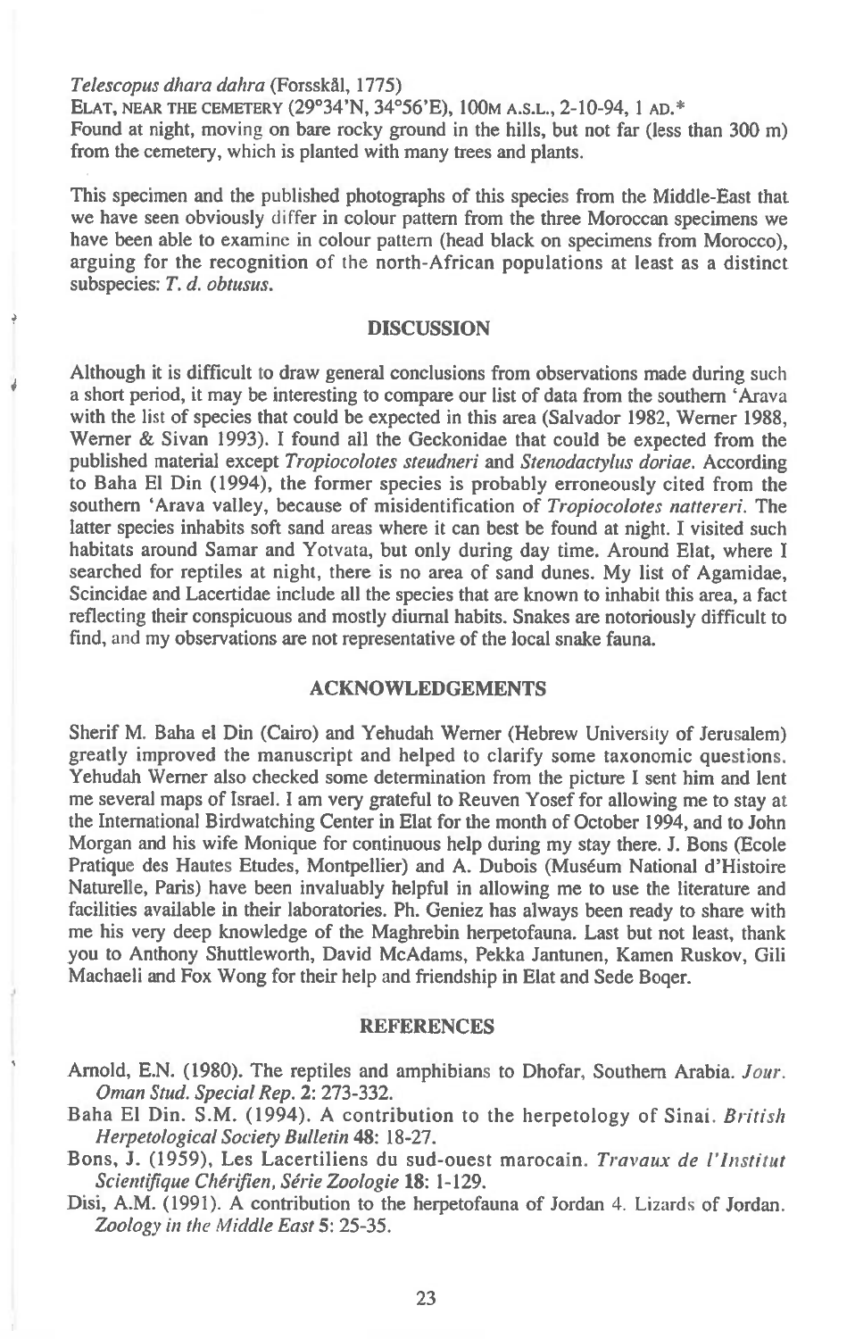*Telescopus dhara dahra* (Forsskål, 1775)

ELAT, NEAR THE CEMETERY (29°34'N, 34°56'E), 100M A.S.L., 2-10-94, 1 AD.*
Found at night, moving on bare rocky ground in the hills, but not far (less than 300 m) from the cemetery, which is planted with many trees and plants.

This specimen and the published photographs of this species from the Middle-East that we have seen obviously differ in colour pattern from the three Moroccan specimens we have been able to examine in colour pattern (head black on specimens from Morocco), arguing for the recognition of the north-African populations at least as a distinct subspecies: *T. d. obtusus*.

## DISCUSSION

Although it is difficult to draw general conclusions from observations made during such a short period, it may be interesting to compare our list of data from the southern 'Arava with the list of species that could be expected in this area (Salvador 1982, Werner 1988, Werner & Sivan 1993). I found all the Geckonidae that could be expected from the published material except *Tropiocolotes steudneri* and *Stenodactylus doriae*. According to Baha El Din (1994), the former species is probably erroneously cited from the southern 'Arava valley, because of misidentification of *Tropiocolotes nattereri*. The latter species inhabits soft sand areas where it can best be found at night. I visited such habitats around Samar and Yotvata, but only during day time. Around Elat, where I searched for reptiles at night, there is no area of sand dunes. My list of Agamidae, Scincidae and Lacertidae include all the species that are known to inhabit this area, a fact reflecting their conspicuous and mostly diurnal habits. Snakes are notoriously difficult to find, and my observations are not representative of the local snake fauna.

## ACKNOWLEDGEMENTS

Sherif M. Baha el Din (Cairo) and Yehudah Werner (Hebrew University of Jerusalem) greatly improved the manuscript and helped to clarify some taxonomic questions. Yehudah Werner also checked some determination from the picture I sent him and lent me several maps of Israel. I am very grateful to Reuven Yosef for allowing me to stay at the International Birdwatching Center in Elat for the month of October 1994, and to John Morgan and his wife Monique for continuous help during my stay there. J. Bons (Ecole Pratique des Hautes Etudes, Montpellier) and A. Dubois (Muséum National d'Histoire Naturelle, Paris) have been invaluably helpful in allowing me to use the literature and facilities available in their laboratories. Ph. Geniez has always been ready to share with me his very deep knowledge of the Maghrebin herpetofauna. Last but not least, thank you to Anthony Shuttleworth, David McAdams, Pekka Jantunen, Kamen Ruskov, Gili Machaeli and Fox Wong for their help and friendship in Elat and Sede Boqer.

## REFERENCES

Arnold, E.N. (1980). The reptiles and amphibians to Dhofar, Southern Arabia. *Jour. Oman Stud. Special Rep.* **2**: 273-332.

Baha El Din. S.M. (1994). A contribution to the herpetology of Sinai. *British Herpetological Society Bulletin* **48**: 18-27.

Bons, J. (1959), Les Lacertiliens du sud-ouest marocain. *Travaux de l'Institut Scientifique Chérifien, Série Zoologie* **18**: 1-129.

Disi, A.M. (1991). A contribution to the herpetofauna of Jordan 4. Lizards of Jordan. *Zoology in the Middle East* **5**: 25-35.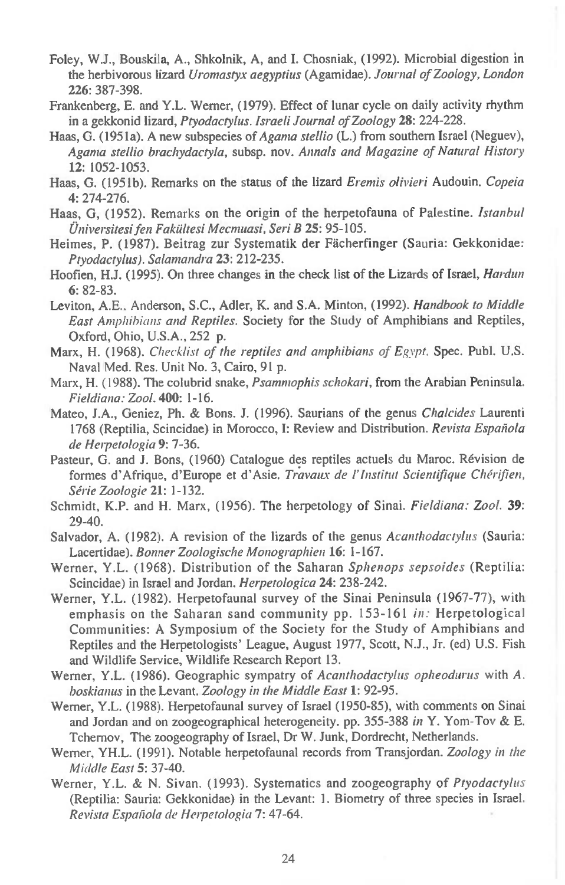Foley, W.J., Bouskila, A., Shkolnik, A, and I. Chosniak, (1992). Microbial digestion in the herbivorous lizard *Uromastyx aegyptius* (Agamidae). *Journal of Zoology, London* **226**: 387-398.

Frankenberg, E. and Y.L. Werner, (1979). Effect of lunar cycle on daily activity rhythm in a gekkonid lizard, *Ptyodactylus*. *Israeli Journal of Zoology* **28**: 224-228.

Haas, G. (1951a). A new subspecies of *Agama stellio* (L.) from southern Israel (Neguev), *Agama stellio brachydactyla*, subsp. nov. *Annals and Magazine of Natural History* **12**: 1052-1053.

Haas, G. (1951b). Remarks on the status of the lizard *Eremis olivieri* Audouin. *Copeia* **4**: 274-276.

Haas, G, (1952). Remarks on the origin of the herpetofauna of Palestine. *Istanbul Üniversitesi fen Fakültesi Mecmuasi, Seri B* **25**: 95-105.

Heimes, P. (1987). Beitrag zur Systematik der Fächerfinger (Sauria: Gekkonidae: *Ptyodactylus*). *Salamandra* **23**: 212-235.

Hoofien, H.J. (1995). On three changes in the check list of the Lizards of Israel, *Hardun* **6**: 82-83.

Leviton, A.E., Anderson, S.C., Adler, K. and S.A. Minton, (1992). *Handbook to Middle East Amphibians and Reptiles*. Society for the Study of Amphibians and Reptiles, Oxford, Ohio, U.S.A., 252 p.

Marx, H. (1968). *Checklist of the reptiles and amphibians of Egypt*. Spec. Publ. U.S. Naval Med. Res. Unit No. 3, Cairo, 91 p.

Marx, H. (1988). The colubrid snake, *Psammophis schokari*, from the Arabian Peninsula. *Fieldiana: Zool*. **400**: 1-16.

Mateo, J.A., Geniez, Ph. & Bons. J. (1996). Saurians of the genus *Chalcides* Laurenti 1768 (Reptilia, Scincidae) in Morocco, I: Review and Distribution. *Revista Española de Herpetologia* **9**: 7-36.

Pasteur, G. and J. Bons, (1960) Catalogue des reptiles actuels du Maroc. Révision de formes d'Afrique, d'Europe et d'Asie. *Travaux de l'Institut Scientifique Chérifien, Série Zoologie* **21**: 1-132.

Schmidt, K.P. and H. Marx, (1956). The herpetology of Sinai. *Fieldiana: Zool*. **39**: 29-40.

Salvador, A. (1982). A revision of the lizards of the genus *Acanthodactylus* (Sauria: Lacertidae). *Bonner Zoologische Monographien* **16**: 1-167.

Werner, Y.L. (1968). Distribution of the Saharan *Sphenops sepsoides* (Reptilia: Scincidae) in Israel and Jordan. *Herpetologica* **24**: 238-242.

Werner, Y.L. (1982). Herpetofaunal survey of the Sinai Peninsula (1967-77), with emphasis on the Saharan sand community pp. 153-161 *in:* Herpetological Communities: A Symposium of the Society for the Study of Amphibians and Reptiles and the Herpetologists' League, August 1977, Scott, N.J., Jr. (ed) U.S. Fish and Wildlife Service, Wildlife Research Report 13.

Werner, Y.L. (1986). Geographic sympatry of *Acanthodactylus opheodurus* with *A. boskianus* in the Levant. *Zoology in the Middle East* **1**: 92-95.

Werner, Y.L. (1988). Herpetofaunal survey of Israel (1950-85), with comments on Sinai and Jordan and on zoogeographical heterogeneity. pp. 355-388 *in* Y. Yom-Tov & E. Tchernov, The zoogeography of Israel, Dr W. Junk, Dordrecht, Netherlands.

Werner, YH.L. (1991). Notable herpetofaunal records from Transjordan. *Zoology in the Middle East* **5**: 37-40.

Werner, Y.L. & N. Sivan. (1993). Systematics and zoogeography of *Ptyodactylus* (Reptilia: Sauria: Gekkonidae) in the Levant: 1. Biometry of three species in Israel. *Revista Española de Herpetologia* **7**: 47-64.